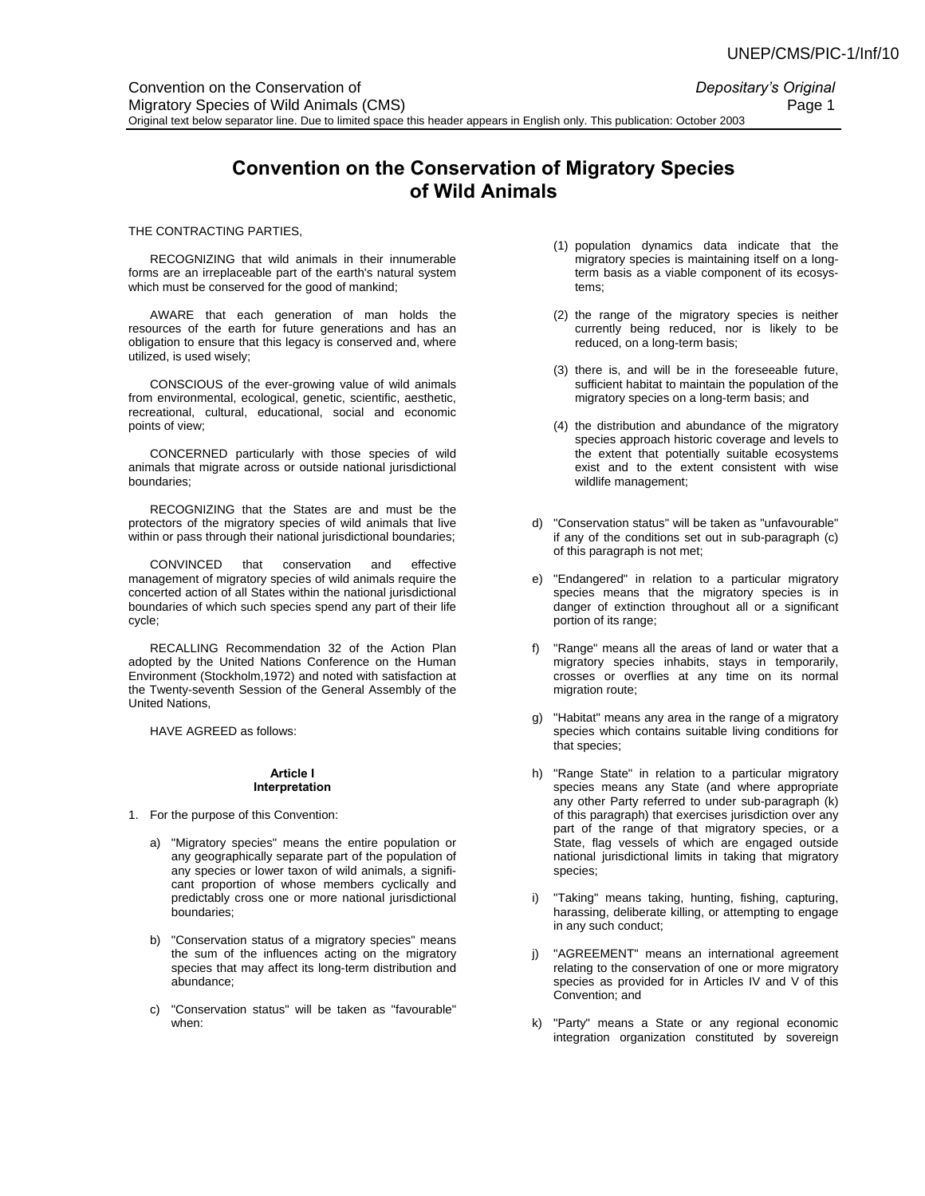# Convention on the Conservation of Migratory Species of Wild Animals

THE CONTRACTING PARTIES,

RECOGNIZING that wild animals in their innumerable forms are an irreplaceable part of the earth's natural system which must be conserved for the good of mankind;

AWARE that each generation of man holds the resources of the earth for future generations and has an obligation to ensure that this legacy is conserved and, where utilized, is used wisely;

CONSCIOUS of the ever-growing value of wild animals from environmental, ecological, genetic, scientific, aesthetic, recreational, cultural, educational, social and economic points of view;

CONCERNED particularly with those species of wild animals that migrate across or outside national jurisdictional boundaries;

RECOGNIZING that the States are and must be the protectors of the migratory species of wild animals that live within or pass through their national jurisdictional boundaries;

CONVINCED that conservation and effective management of migratory species of wild animals require the concerted action of all States within the national jurisdictional boundaries of which such species spend any part of their life cycle;

RECALLING Recommendation 32 of the Action Plan adopted by the United Nations Conference on the Human Environment (Stockholm,1972) and noted with satisfaction at the Twenty-seventh Session of the General Assembly of the United Nations,

HAVE AGREED as follows:

#### Article I
#### Interpretation

1. For the purpose of this Convention:

   a) "Migratory species" means the entire population or any geographically separate part of the population of any species or lower taxon of wild animals, a significant proportion of whose members cyclically and predictably cross one or more national jurisdictional boundaries;

   b) "Conservation status of a migratory species" means the sum of the influences acting on the migratory species that may affect its long-term distribution and abundance;

   c) "Conservation status" will be taken as "favourable" when:

      (1) population dynamics data indicate that the migratory species is maintaining itself on a long-term basis as a viable component of its ecosystems;

      (2) the range of the migratory species is neither currently being reduced, nor is likely to be reduced, on a long-term basis;

      (3) there is, and will be in the foreseeable future, sufficient habitat to maintain the population of the migratory species on a long-term basis; and

      (4) the distribution and abundance of the migratory species approach historic coverage and levels to the extent that potentially suitable ecosystems exist and to the extent consistent with wise wildlife management;

   d) "Conservation status" will be taken as "unfavourable" if any of the conditions set out in sub-paragraph (c) of this paragraph is not met;

   e) "Endangered" in relation to a particular migratory species means that the migratory species is in danger of extinction throughout all or a significant portion of its range;

   f) "Range" means all the areas of land or water that a migratory species inhabits, stays in temporarily, crosses or overflies at any time on its normal migration route;

   g) "Habitat" means any area in the range of a migratory species which contains suitable living conditions for that species;

   h) "Range State" in relation to a particular migratory species means any State (and where appropriate any other Party referred to under sub-paragraph (k) of this paragraph) that exercises jurisdiction over any part of the range of that migratory species, or a State, flag vessels of which are engaged outside national jurisdictional limits in taking that migratory species;

   i) "Taking" means taking, hunting, fishing, capturing, harassing, deliberate killing, or attempting to engage in any such conduct;

   j) "AGREEMENT" means an international agreement relating to the conservation of one or more migratory species as provided for in Articles IV and V of this Convention; and

   k) "Party" means a State or any regional economic integration organization constituted by sovereign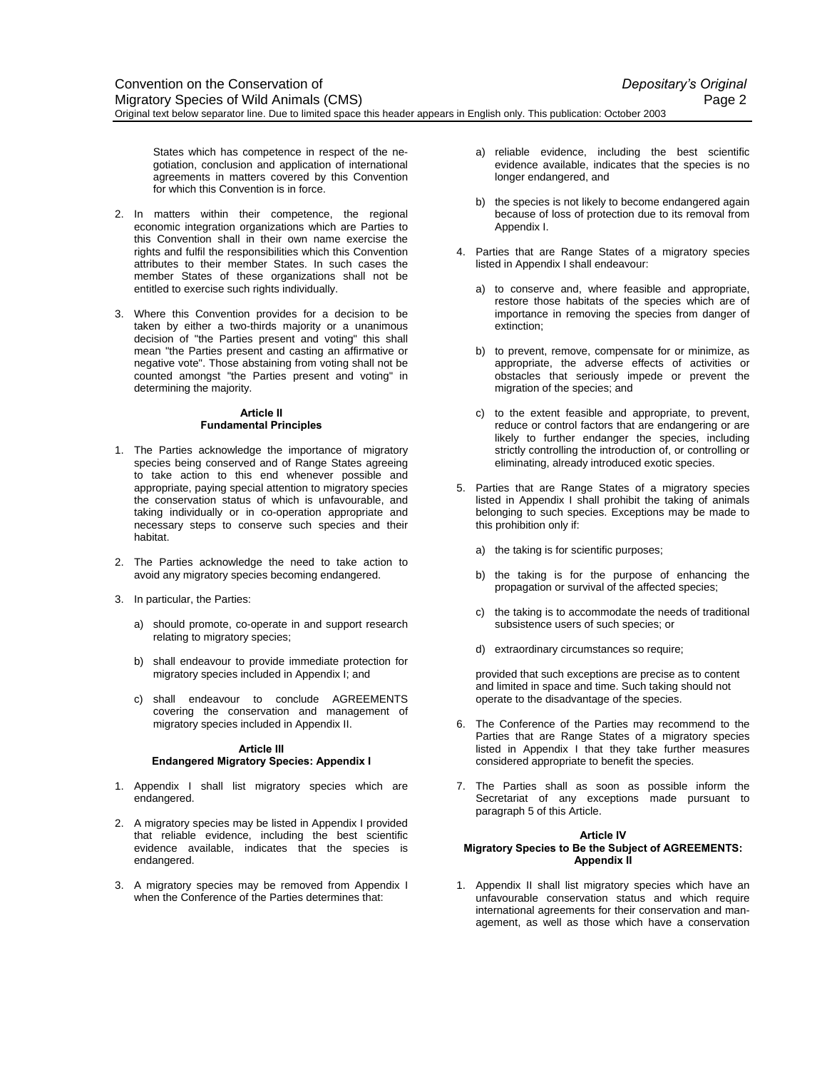States which has competence in respect of the negotiation, conclusion and application of international agreements in matters covered by this Convention for which this Convention is in force.

2. In matters within their competence, the regional economic integration organizations which are Parties to this Convention shall in their own name exercise the rights and fulfil the responsibilities which this Convention attributes to their member States. In such cases the member States of these organizations shall not be entitled to exercise such rights individually.

3. Where this Convention provides for a decision to be taken by either a two-thirds majority or a unanimous decision of "the Parties present and voting" this shall mean "the Parties present and casting an affirmative or negative vote". Those abstaining from voting shall not be counted amongst "the Parties present and voting" in determining the majority.

### Article II
### Fundamental Principles

1. The Parties acknowledge the importance of migratory species being conserved and of Range States agreeing to take action to this end whenever possible and appropriate, paying special attention to migratory species the conservation status of which is unfavourable, and taking individually or in co-operation appropriate and necessary steps to conserve such species and their habitat.

2. The Parties acknowledge the need to take action to avoid any migratory species becoming endangered.

3. In particular, the Parties:

   a) should promote, co-operate in and support research relating to migratory species;

   b) shall endeavour to provide immediate protection for migratory species included in Appendix I; and

   c) shall endeavour to conclude AGREEMENTS covering the conservation and management of migratory species included in Appendix II.

### Article III
### Endangered Migratory Species: Appendix I

1. Appendix I shall list migratory species which are endangered.

2. A migratory species may be listed in Appendix I provided that reliable evidence, including the best scientific evidence available, indicates that the species is endangered.

3. A migratory species may be removed from Appendix I when the Conference of the Parties determines that:

   a) reliable evidence, including the best scientific evidence available, indicates that the species is no longer endangered, and

   b) the species is not likely to become endangered again because of loss of protection due to its removal from Appendix I.

4. Parties that are Range States of a migratory species listed in Appendix I shall endeavour:

   a) to conserve and, where feasible and appropriate, restore those habitats of the species which are of importance in removing the species from danger of extinction;

   b) to prevent, remove, compensate for or minimize, as appropriate, the adverse effects of activities or obstacles that seriously impede or prevent the migration of the species; and

   c) to the extent feasible and appropriate, to prevent, reduce or control factors that are endangering or are likely to further endanger the species, including strictly controlling the introduction of, or controlling or eliminating, already introduced exotic species.

5. Parties that are Range States of a migratory species listed in Appendix I shall prohibit the taking of animals belonging to such species. Exceptions may be made to this prohibition only if:

   a) the taking is for scientific purposes;

   b) the taking is for the purpose of enhancing the propagation or survival of the affected species;

   c) the taking is to accommodate the needs of traditional subsistence users of such species; or

   d) extraordinary circumstances so require;

   provided that such exceptions are precise as to content and limited in space and time. Such taking should not operate to the disadvantage of the species.

6. The Conference of the Parties may recommend to the Parties that are Range States of a migratory species listed in Appendix I that they take further measures considered appropriate to benefit the species.

7. The Parties shall as soon as possible inform the Secretariat of any exceptions made pursuant to paragraph 5 of this Article.

### Article IV
### Migratory Species to Be the Subject of AGREEMENTS: Appendix II

1. Appendix II shall list migratory species which have an unfavourable conservation status and which require international agreements for their conservation and management, as well as those which have a conservation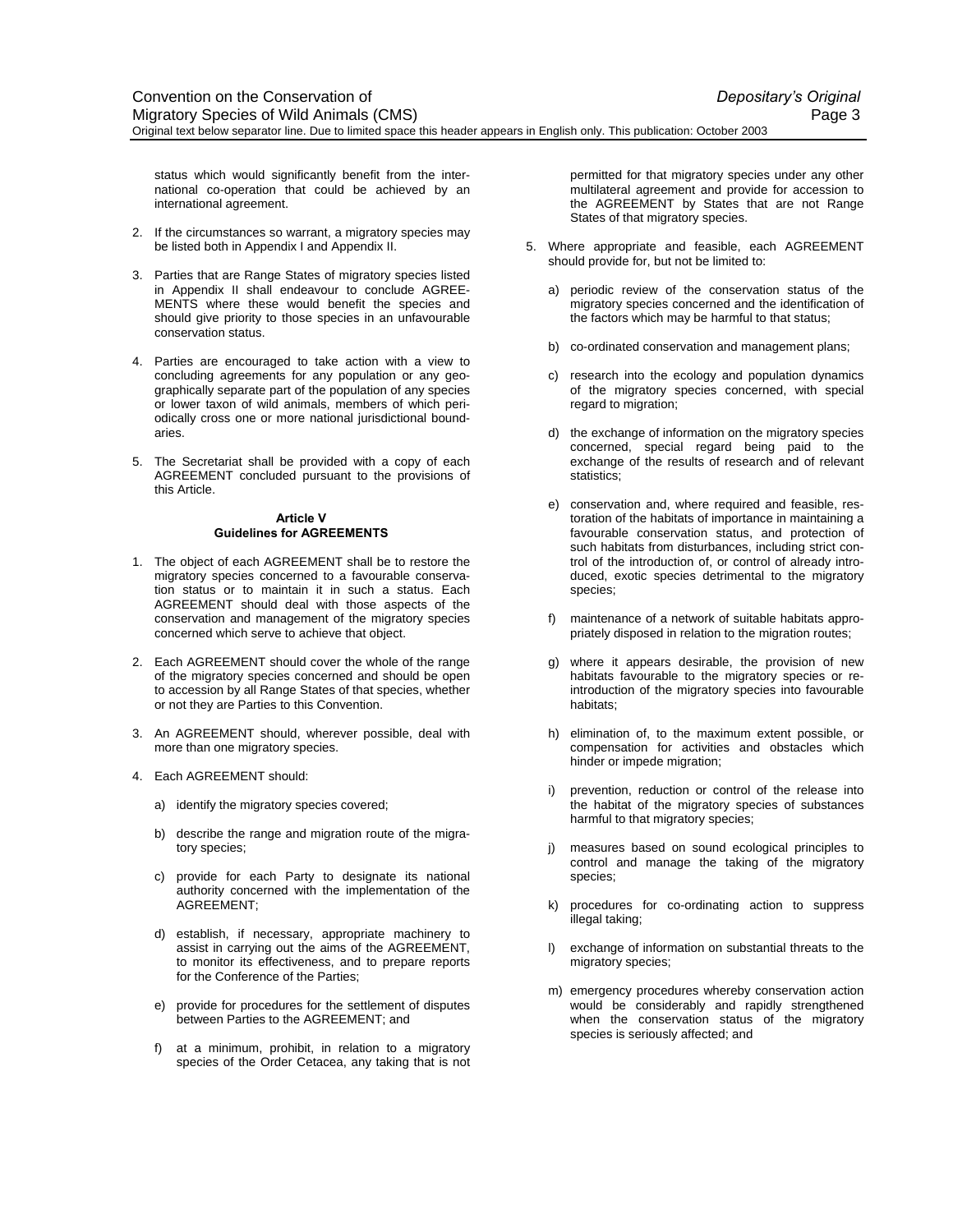status which would significantly benefit from the international co-operation that could be achieved by an international agreement.

2. If the circumstances so warrant, a migratory species may be listed both in Appendix I and Appendix II.

3. Parties that are Range States of migratory species listed in Appendix II shall endeavour to conclude AGREEMENTS where these would benefit the species and should give priority to those species in an unfavourable conservation status.

4. Parties are encouraged to take action with a view to concluding agreements for any population or any geographically separate part of the population of any species or lower taxon of wild animals, members of which periodically cross one or more national jurisdictional boundaries.

5. The Secretariat shall be provided with a copy of each AGREEMENT concluded pursuant to the provisions of this Article.

**Article V**
**Guidelines for AGREEMENTS**

1. The object of each AGREEMENT shall be to restore the migratory species concerned to a favourable conservation status or to maintain it in such a status. Each AGREEMENT should deal with those aspects of the conservation and management of the migratory species concerned which serve to achieve that object.

2. Each AGREEMENT should cover the whole of the range of the migratory species concerned and should be open to accession by all Range States of that species, whether or not they are Parties to this Convention.

3. An AGREEMENT should, wherever possible, deal with more than one migratory species.

4. Each AGREEMENT should:

   a) identify the migratory species covered;

   b) describe the range and migration route of the migratory species;

   c) provide for each Party to designate its national authority concerned with the implementation of the AGREEMENT;

   d) establish, if necessary, appropriate machinery to assist in carrying out the aims of the AGREEMENT, to monitor its effectiveness, and to prepare reports for the Conference of the Parties;

   e) provide for procedures for the settlement of disputes between Parties to the AGREEMENT; and

   f) at a minimum, prohibit, in relation to a migratory species of the Order Cetacea, any taking that is not permitted for that migratory species under any other multilateral agreement and provide for accession to the AGREEMENT by States that are not Range States of that migratory species.

5. Where appropriate and feasible, each AGREEMENT should provide for, but not be limited to:

   a) periodic review of the conservation status of the migratory species concerned and the identification of the factors which may be harmful to that status;

   b) co-ordinated conservation and management plans;

   c) research into the ecology and population dynamics of the migratory species concerned, with special regard to migration;

   d) the exchange of information on the migratory species concerned, special regard being paid to the exchange of the results of research and of relevant statistics;

   e) conservation and, where required and feasible, restoration of the habitats of importance in maintaining a favourable conservation status, and protection of such habitats from disturbances, including strict control of the introduction of, or control of already introduced, exotic species detrimental to the migratory species;

   f) maintenance of a network of suitable habitats appropriately disposed in relation to the migration routes;

   g) where it appears desirable, the provision of new habitats favourable to the migratory species or reintroduction of the migratory species into favourable habitats;

   h) elimination of, to the maximum extent possible, or compensation for activities and obstacles which hinder or impede migration;

   i) prevention, reduction or control of the release into the habitat of the migratory species of substances harmful to that migratory species;

   j) measures based on sound ecological principles to control and manage the taking of the migratory species;

   k) procedures for co-ordinating action to suppress illegal taking;

   l) exchange of information on substantial threats to the migratory species;

   m) emergency procedures whereby conservation action would be considerably and rapidly strengthened when the conservation status of the migratory species is seriously affected; and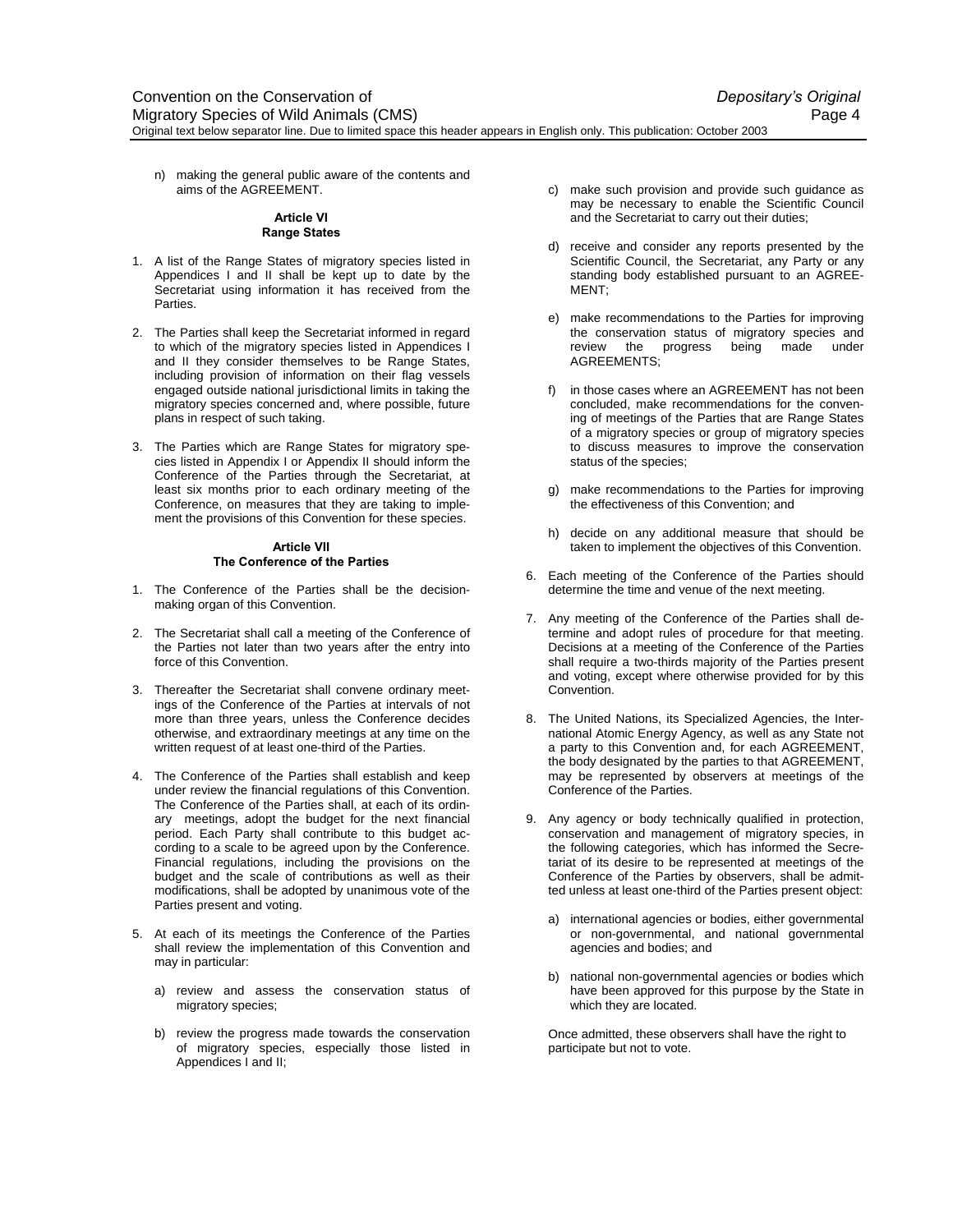n) making the general public aware of the contents and aims of the AGREEMENT.

**Article VI**
**Range States**

1. A list of the Range States of migratory species listed in Appendices I and II shall be kept up to date by the Secretariat using information it has received from the Parties.

2. The Parties shall keep the Secretariat informed in regard to which of the migratory species listed in Appendices I and II they consider themselves to be Range States, including provision of information on their flag vessels engaged outside national jurisdictional limits in taking the migratory species concerned and, where possible, future plans in respect of such taking.

3. The Parties which are Range States for migratory species listed in Appendix I or Appendix II should inform the Conference of the Parties through the Secretariat, at least six months prior to each ordinary meeting of the Conference, on measures that they are taking to implement the provisions of this Convention for these species.

**Article VII**
**The Conference of the Parties**

1. The Conference of the Parties shall be the decision-making organ of this Convention.

2. The Secretariat shall call a meeting of the Conference of the Parties not later than two years after the entry into force of this Convention.

3. Thereafter the Secretariat shall convene ordinary meetings of the Conference of the Parties at intervals of not more than three years, unless the Conference decides otherwise, and extraordinary meetings at any time on the written request of at least one-third of the Parties.

4. The Conference of the Parties shall establish and keep under review the financial regulations of this Convention. The Conference of the Parties shall, at each of its ordinary meetings, adopt the budget for the next financial period. Each Party shall contribute to this budget according to a scale to be agreed upon by the Conference. Financial regulations, including the provisions on the budget and the scale of contributions as well as their modifications, shall be adopted by unanimous vote of the Parties present and voting.

5. At each of its meetings the Conference of the Parties shall review the implementation of this Convention and may in particular:

   a) review and assess the conservation status of migratory species;

   b) review the progress made towards the conservation of migratory species, especially those listed in Appendices I and II;

   c) make such provision and provide such guidance as may be necessary to enable the Scientific Council and the Secretariat to carry out their duties;

   d) receive and consider any reports presented by the Scientific Council, the Secretariat, any Party or any standing body established pursuant to an AGREEMENT;

   e) make recommendations to the Parties for improving the conservation status of migratory species and review the progress being made under AGREEMENTS;

   f) in those cases where an AGREEMENT has not been concluded, make recommendations for the convening of meetings of the Parties that are Range States of a migratory species or group of migratory species to discuss measures to improve the conservation status of the species;

   g) make recommendations to the Parties for improving the effectiveness of this Convention; and

   h) decide on any additional measure that should be taken to implement the objectives of this Convention.

6. Each meeting of the Conference of the Parties should determine the time and venue of the next meeting.

7. Any meeting of the Conference of the Parties shall determine and adopt rules of procedure for that meeting. Decisions at a meeting of the Conference of the Parties shall require a two-thirds majority of the Parties present and voting, except where otherwise provided for by this Convention.

8. The United Nations, its Specialized Agencies, the International Atomic Energy Agency, as well as any State not a party to this Convention and, for each AGREEMENT, the body designated by the parties to that AGREEMENT, may be represented by observers at meetings of the Conference of the Parties.

9. Any agency or body technically qualified in protection, conservation and management of migratory species, in the following categories, which has informed the Secretariat of its desire to be represented at meetings of the Conference of the Parties by observers, shall be admitted unless at least one-third of the Parties present object:

   a) international agencies or bodies, either governmental or non-governmental, and national governmental agencies and bodies; and

   b) national non-governmental agencies or bodies which have been approved for this purpose by the State in which they are located.

   Once admitted, these observers shall have the right to participate but not to vote.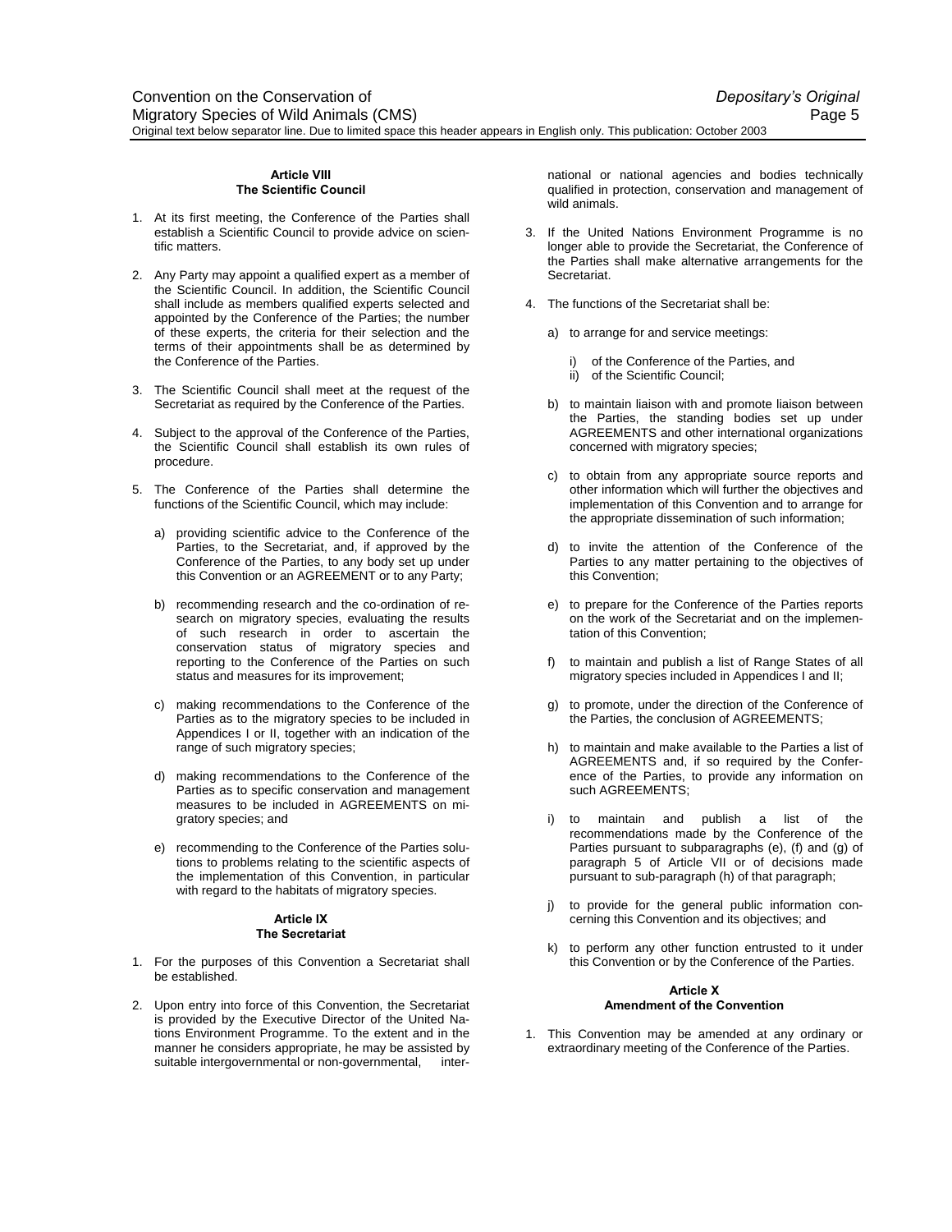### Article VIII
### The Scientific Council

1. At its first meeting, the Conference of the Parties shall establish a Scientific Council to provide advice on scientific matters.

2. Any Party may appoint a qualified expert as a member of the Scientific Council. In addition, the Scientific Council shall include as members qualified experts selected and appointed by the Conference of the Parties; the number of these experts, the criteria for their selection and the terms of their appointments shall be as determined by the Conference of the Parties.

3. The Scientific Council shall meet at the request of the Secretariat as required by the Conference of the Parties.

4. Subject to the approval of the Conference of the Parties, the Scientific Council shall establish its own rules of procedure.

5. The Conference of the Parties shall determine the functions of the Scientific Council, which may include:

   a) providing scientific advice to the Conference of the Parties, to the Secretariat, and, if approved by the Conference of the Parties, to any body set up under this Convention or an AGREEMENT or to any Party;

   b) recommending research and the co-ordination of research on migratory species, evaluating the results of such research in order to ascertain the conservation status of migratory species and reporting to the Conference of the Parties on such status and measures for its improvement;

   c) making recommendations to the Conference of the Parties as to the migratory species to be included in Appendices I or II, together with an indication of the range of such migratory species;

   d) making recommendations to the Conference of the Parties as to specific conservation and management measures to be included in AGREEMENTS on migratory species; and

   e) recommending to the Conference of the Parties solutions to problems relating to the scientific aspects of the implementation of this Convention, in particular with regard to the habitats of migratory species.

### Article IX
### The Secretariat

1. For the purposes of this Convention a Secretariat shall be established.

2. Upon entry into force of this Convention, the Secretariat is provided by the Executive Director of the United Nations Environment Programme. To the extent and in the manner he considers appropriate, he may be assisted by suitable intergovernmental or non-governmental, international or national agencies and bodies technically qualified in protection, conservation and management of wild animals.

3. If the United Nations Environment Programme is no longer able to provide the Secretariat, the Conference of the Parties shall make alternative arrangements for the Secretariat.

4. The functions of the Secretariat shall be:

   a) to arrange for and service meetings:

      i) of the Conference of the Parties, and
      ii) of the Scientific Council;

   b) to maintain liaison with and promote liaison between the Parties, the standing bodies set up under AGREEMENTS and other international organizations concerned with migratory species;

   c) to obtain from any appropriate source reports and other information which will further the objectives and implementation of this Convention and to arrange for the appropriate dissemination of such information;

   d) to invite the attention of the Conference of the Parties to any matter pertaining to the objectives of this Convention;

   e) to prepare for the Conference of the Parties reports on the work of the Secretariat and on the implementation of this Convention;

   f) to maintain and publish a list of Range States of all migratory species included in Appendices I and II;

   g) to promote, under the direction of the Conference of the Parties, the conclusion of AGREEMENTS;

   h) to maintain and make available to the Parties a list of AGREEMENTS and, if so required by the Conference of the Parties, to provide any information on such AGREEMENTS;

   i) to maintain and publish a list of the recommendations made by the Conference of the Parties pursuant to subparagraphs (e), (f) and (g) of paragraph 5 of Article VII or of decisions made pursuant to sub-paragraph (h) of that paragraph;

   j) to provide for the general public information concerning this Convention and its objectives; and

   k) to perform any other function entrusted to it under this Convention or by the Conference of the Parties.

### Article X
### Amendment of the Convention

1. This Convention may be amended at any ordinary or extraordinary meeting of the Conference of the Parties.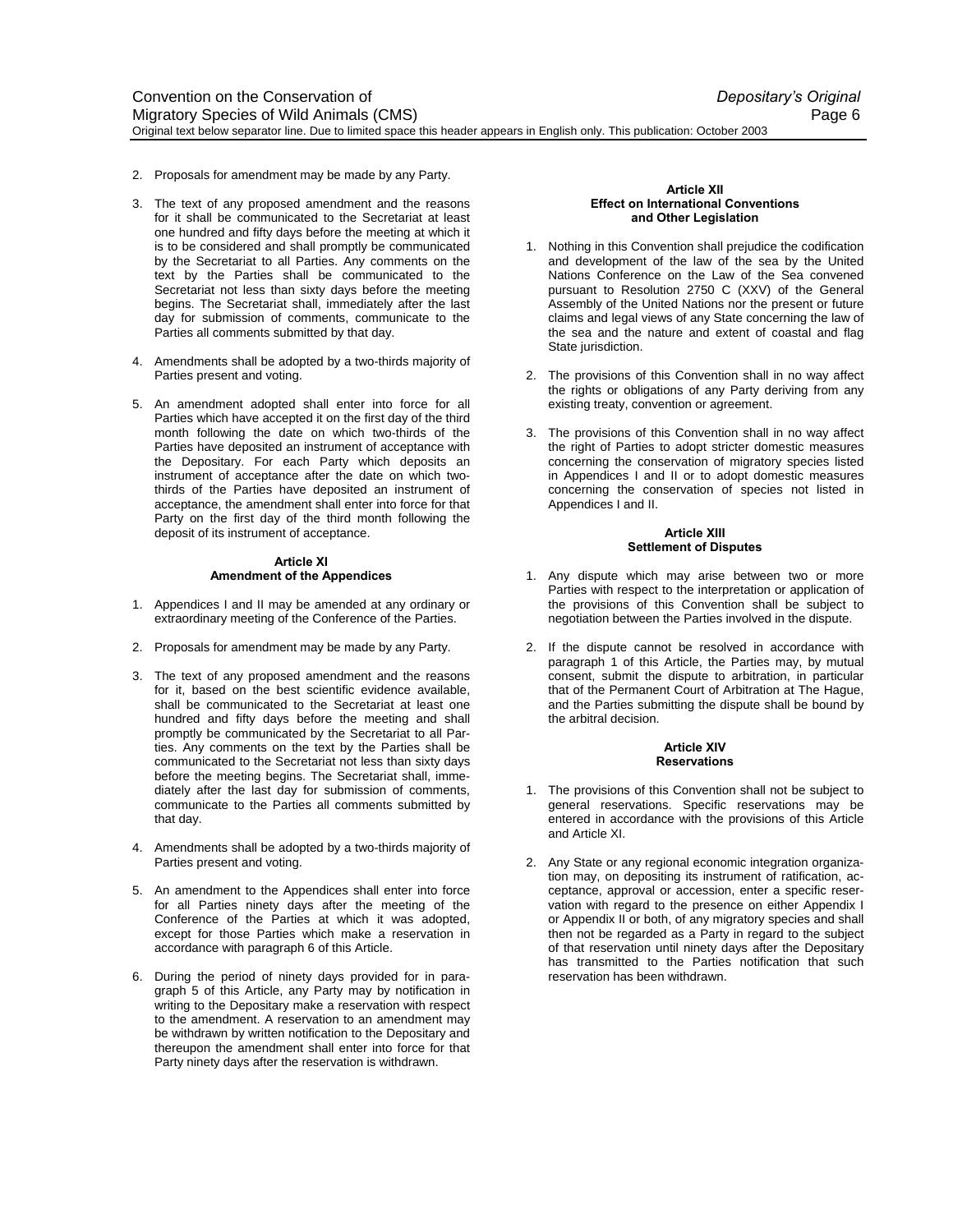2. Proposals for amendment may be made by any Party.

3. The text of any proposed amendment and the reasons for it shall be communicated to the Secretariat at least one hundred and fifty days before the meeting at which it is to be considered and shall promptly be communicated by the Secretariat to all Parties. Any comments on the text by the Parties shall be communicated to the Secretariat not less than sixty days before the meeting begins. The Secretariat shall, immediately after the last day for submission of comments, communicate to the Parties all comments submitted by that day.

4. Amendments shall be adopted by a two-thirds majority of Parties present and voting.

5. An amendment adopted shall enter into force for all Parties which have accepted it on the first day of the third month following the date on which two-thirds of the Parties have deposited an instrument of acceptance with the Depositary. For each Party which deposits an instrument of acceptance after the date on which two-thirds of the Parties have deposited an instrument of acceptance, the amendment shall enter into force for that Party on the first day of the third month following the deposit of its instrument of acceptance.

**Article XI**
**Amendment of the Appendices**

1. Appendices I and II may be amended at any ordinary or extraordinary meeting of the Conference of the Parties.

2. Proposals for amendment may be made by any Party.

3. The text of any proposed amendment and the reasons for it, based on the best scientific evidence available, shall be communicated to the Secretariat at least one hundred and fifty days before the meeting and shall promptly be communicated by the Secretariat to all Parties. Any comments on the text by the Parties shall be communicated to the Secretariat not less than sixty days before the meeting begins. The Secretariat shall, immediately after the last day for submission of comments, communicate to the Parties all comments submitted by that day.

4. Amendments shall be adopted by a two-thirds majority of Parties present and voting.

5. An amendment to the Appendices shall enter into force for all Parties ninety days after the meeting of the Conference of the Parties at which it was adopted, except for those Parties which make a reservation in accordance with paragraph 6 of this Article.

6. During the period of ninety days provided for in paragraph 5 of this Article, any Party may by notification in writing to the Depositary make a reservation with respect to the amendment. A reservation to an amendment may be withdrawn by written notification to the Depositary and thereupon the amendment shall enter into force for that Party ninety days after the reservation is withdrawn.

**Article XII**
**Effect on International Conventions and Other Legislation**

1. Nothing in this Convention shall prejudice the codification and development of the law of the sea by the United Nations Conference on the Law of the Sea convened pursuant to Resolution 2750 C (XXV) of the General Assembly of the United Nations nor the present or future claims and legal views of any State concerning the law of the sea and the nature and extent of coastal and flag State jurisdiction.

2. The provisions of this Convention shall in no way affect the rights or obligations of any Party deriving from any existing treaty, convention or agreement.

3. The provisions of this Convention shall in no way affect the right of Parties to adopt stricter domestic measures concerning the conservation of migratory species listed in Appendices I and II or to adopt domestic measures concerning the conservation of species not listed in Appendices I and II.

**Article XIII**
**Settlement of Disputes**

1. Any dispute which may arise between two or more Parties with respect to the interpretation or application of the provisions of this Convention shall be subject to negotiation between the Parties involved in the dispute.

2. If the dispute cannot be resolved in accordance with paragraph 1 of this Article, the Parties may, by mutual consent, submit the dispute to arbitration, in particular that of the Permanent Court of Arbitration at The Hague, and the Parties submitting the dispute shall be bound by the arbitral decision.

**Article XIV**
**Reservations**

1. The provisions of this Convention shall not be subject to general reservations. Specific reservations may be entered in accordance with the provisions of this Article and Article XI.

2. Any State or any regional economic integration organization may, on depositing its instrument of ratification, acceptance, approval or accession, enter a specific reservation with regard to the presence on either Appendix I or Appendix II or both, of any migratory species and shall then not be regarded as a Party in regard to the subject of that reservation until ninety days after the Depositary has transmitted to the Parties notification that such reservation has been withdrawn.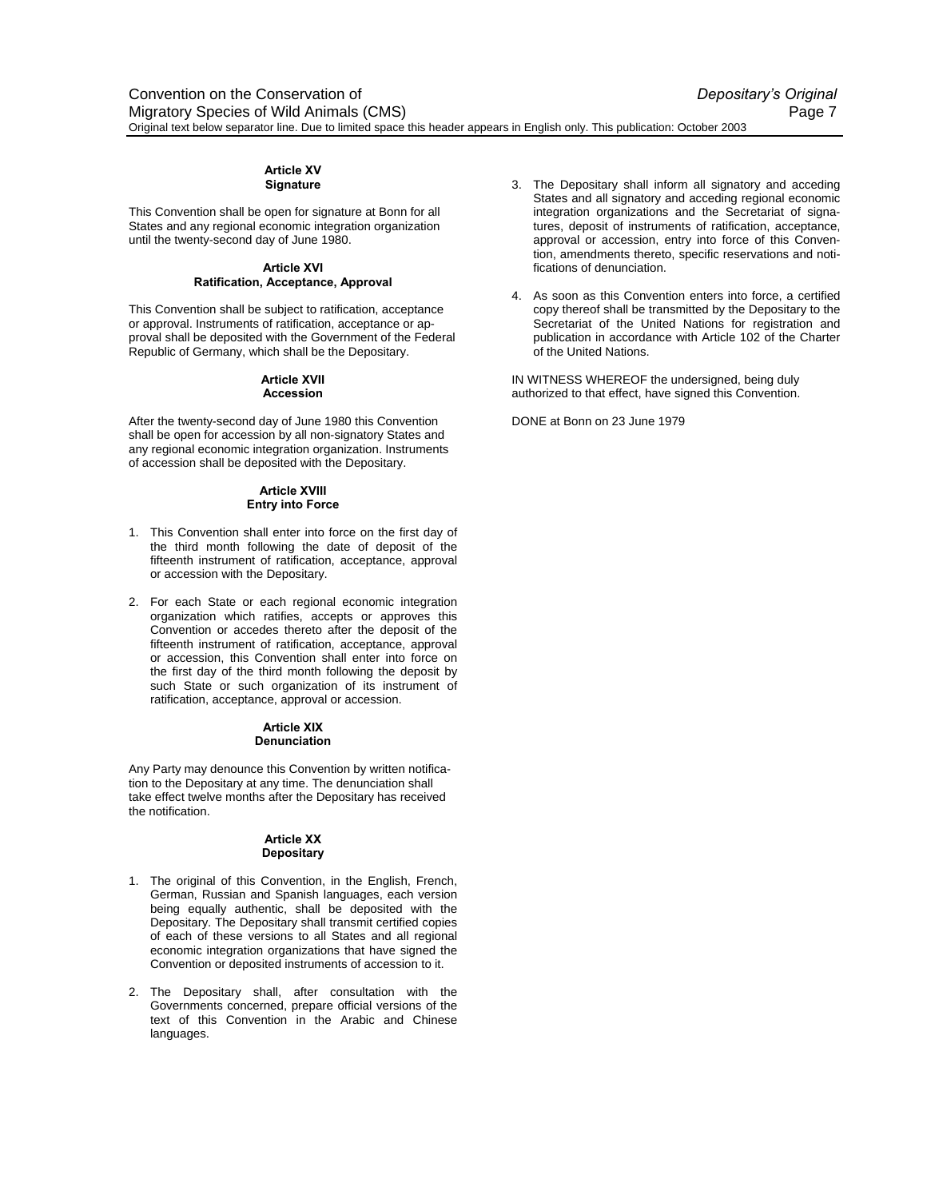### Article XV
### Signature

This Convention shall be open for signature at Bonn for all States and any regional economic integration organization until the twenty-second day of June 1980.

### Article XVI
### Ratification, Acceptance, Approval

This Convention shall be subject to ratification, acceptance or approval. Instruments of ratification, acceptance or approval shall be deposited with the Government of the Federal Republic of Germany, which shall be the Depositary.

### Article XVII
### Accession

After the twenty-second day of June 1980 this Convention shall be open for accession by all non-signatory States and any regional economic integration organization. Instruments of accession shall be deposited with the Depositary.

### Article XVIII
### Entry into Force

1. This Convention shall enter into force on the first day of the third month following the date of deposit of the fifteenth instrument of ratification, acceptance, approval or accession with the Depositary.

2. For each State or each regional economic integration organization which ratifies, accepts or approves this Convention or accedes thereto after the deposit of the fifteenth instrument of ratification, acceptance, approval or accession, this Convention shall enter into force on the first day of the third month following the deposit by such State or such organization of its instrument of ratification, acceptance, approval or accession.

### Article XIX
### Denunciation

Any Party may denounce this Convention by written notification to the Depositary at any time. The denunciation shall take effect twelve months after the Depositary has received the notification.

### Article XX
### Depositary

1. The original of this Convention, in the English, French, German, Russian and Spanish languages, each version being equally authentic, shall be deposited with the Depositary. The Depositary shall transmit certified copies of each of these versions to all States and all regional economic integration organizations that have signed the Convention or deposited instruments of accession to it.

2. The Depositary shall, after consultation with the Governments concerned, prepare official versions of the text of this Convention in the Arabic and Chinese languages.

3. The Depositary shall inform all signatory and acceding States and all signatory and acceding regional economic integration organizations and the Secretariat of signatures, deposit of instruments of ratification, acceptance, approval or accession, entry into force of this Convention, amendments thereto, specific reservations and notifications of denunciation.

4. As soon as this Convention enters into force, a certified copy thereof shall be transmitted by the Depositary to the Secretariat of the United Nations for registration and publication in accordance with Article 102 of the Charter of the United Nations.

IN WITNESS WHEREOF the undersigned, being duly authorized to that effect, have signed this Convention.

DONE at Bonn on 23 June 1979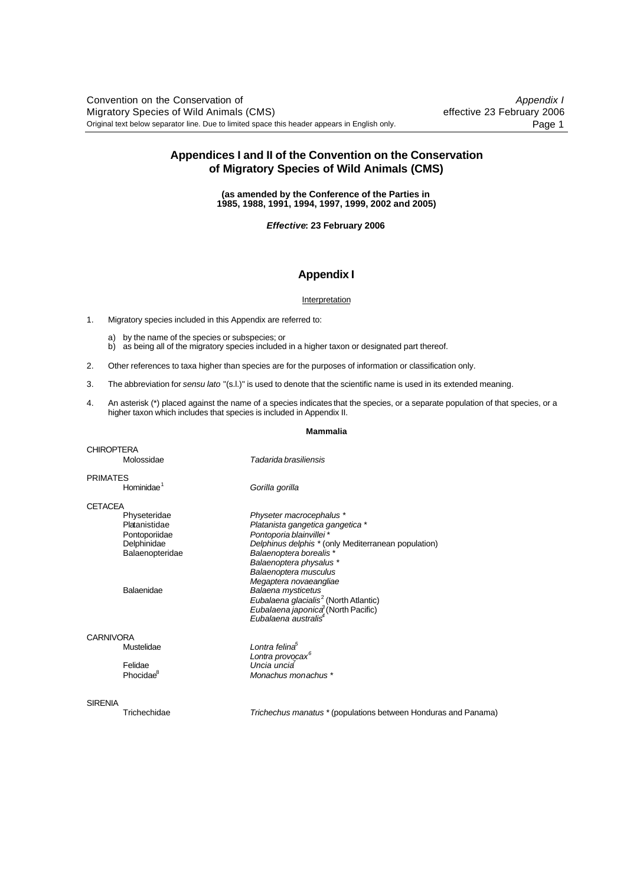## Appendices I and II of the Convention on the Conservation of Migratory Species of Wild Animals (CMS)

**(as amended by the Conference of the Parties in 1985, 1988, 1991, 1994, 1997, 1999, 2002 and 2005)**

***Effective*: 23 February 2006**

## Appendix I

Interpretation

1. Migratory species included in this Appendix are referred to:

    a) by the name of the species or subspecies; or
    b) as being all of the migratory species included in a higher taxon or designated part thereof.

2. Other references to taxa higher than species are for the purposes of information or classification only.

3. The abbreviation for *sensu lato* "(s.l.)" is used to denote that the scientific name is used in its extended meaning.

4. An asterisk (*) placed against the name of a species indicates that the species, or a separate population of that species, or a higher taxon which includes that species is included in Appendix II.

**Mammalia**

| Order / Family | Species |
|---|---|
| CHIROPTERA | |
| Molossidae | *Tadarida brasiliensis* |
| PRIMATES | |
| Hominidae[1] | *Gorilla gorilla* |
| CETACEA | |
| Physeteridae | *Physeter macrocephalus* * |
| Platanistidae | *Platanista gangetica gangetica* * |
| Pontoporiidae | *Pontoporia blainvillei* * |
| Delphinidae | *Delphinus delphis* * (only Mediterranean population) |
| Balaenopteridae | *Balaenoptera borealis* * |
| | *Balaenoptera physalus* * |
| | *Balaenoptera musculus* |
| | *Megaptera novaeangliae* |
| Balaenidae | *Balaena mysticetus* |
| | *Eubalaena glacialis*[2] (North Atlantic) |
| | *Eubalaena japonica*[3] (North Pacific) |
| | *Eubalaena australis*[4] |
| CARNIVORA | |
| Mustelidae | *Lontra felina*[5] |
| | *Lontra provocax*[6] |
| Felidae | *Uncia uncia*[7] |
| Phocidae[8] | *Monachus monachus* * |
| SIRENIA | |
| Trichechidae | *Trichechus manatus* * (populations between Honduras and Panama) |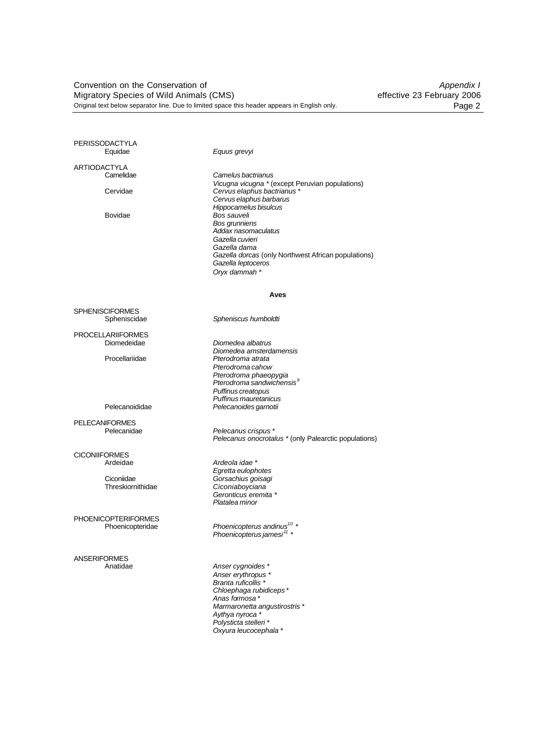PERISSODACTYLA

Equidae — *Equus grevyi*

ARTIODACTYLA

Camelidae — *Camelus bactrianus*
*Vicugna vicugna* * (except Peruvian populations)

Cervidae — *Cervus elaphus bactrianus* *
*Cervus elaphus barbarus*
*Hippocamelus bisulcus*

Bovidae — *Bos sauveli*
*Bos grunniens*
*Addax nasomaculatus*
*Gazella cuvieri*
*Gazella dama*
*Gazella dorcas* (only Northwest African populations)
*Gazella leptoceros*
*Oryx dammah* *

**Aves**

SPHENISCIFORMES

Spheniscidae — *Spheniscus humboldti*

PROCELLARIIFORMES

Diomedeidae — *Diomedea albatrus*
*Diomedea amsterdamensis*

Procellariidae — *Pterodroma atrata*
*Pterodroma cahow*
*Pterodroma phaeopygia*
*Pterodroma sandwichensis*[9]
*Puffinus creatopus*
*Puffinus mauretanicus*

Pelecanoididae — *Pelecanoides garnotii*

PELECANIFORMES

Pelecanidae — *Pelecanus crispus* *
*Pelecanus onocrotalus* * (only Palearctic populations)

CICONIIFORMES

Ardeidae — *Ardeola idae* *
*Egretta eulophotes*
*Gorsachius goisagi*

Ciconiidae — *Ciconiaboyciana*

Threskiornithidae — *Geronticus eremita* *
*Platalea minor*

PHOENICOPTERIFORMES

Phoenicopteridae — *Phoenicopterus andinus*[10] *
*Phoenicopterus jamesi*[11] *

ANSERIFORMES

Anatidae — *Anser cygnoides* *
*Anser erythropus* *
*Branta ruficollis* *
*Chloephaga rubidiceps* *
*Anas formosa* *
*Marmaronetta angustirostris* *
*Aythya nyroca* *
*Polysticta stelleri* *
*Oxyura leucocephala* *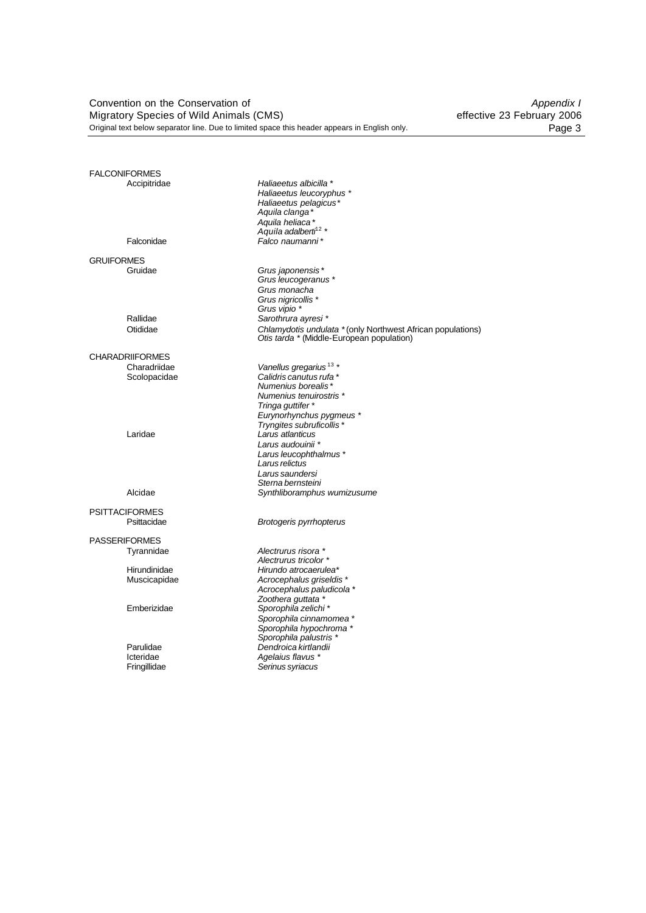FALCONIFORMES

| | |
|---|---|
| Accipitridae | *Haliaeetus albicilla* * |
| | *Haliaeetus leucoryphus* * |
| | *Haliaeetus pelagicus* * |
| | *Aquila clanga* * |
| | *Aquila heliaca* * |
| | *Aquila adalberti*[12] * |
| Falconidae | *Falco naumanni* * |

GRUIFORMES

| | |
|---|---|
| Gruidae | *Grus japonensis* * |
| | *Grus leucogeranus* * |
| | *Grus monacha* |
| | *Grus nigricollis* * |
| | *Grus vipio* * |
| Rallidae | *Sarothrura ayresi* * |
| Otididae | *Chlamydotis undulata* * (only Northwest African populations) |
| | *Otis tarda* * (Middle-European population) |

CHARADRIIFORMES

| | |
|---|---|
| Charadriidae | *Vanellus gregarius*[13] * |
| Scolopacidae | *Calidris canutus rufa* * |
| | *Numenius borealis* * |
| | *Numenius tenuirostris* * |
| | *Tringa guttifer* * |
| | *Eurynorhynchus pygmeus* * |
| | *Tryngites subruficollis* * |
| Laridae | *Larus atlanticus* |
| | *Larus audouinii* * |
| | *Larus leucophthalmus* * |
| | *Larus relictus* |
| | *Larus saundersi* |
| | *Sterna bernsteini* |
| Alcidae | *Synthliboramphus wumizusume* |

PSITTACIFORMES

| | |
|---|---|
| Psittacidae | *Brotogeris pyrrhopterus* |

PASSERIFORMES

| | |
|---|---|
| Tyrannidae | *Alectrurus risora* * |
| | *Alectrurus tricolor* * |
| Hirundinidae | *Hirundo atrocaerulea* * |
| Muscicapidae | *Acrocephalus griseldis* * |
| | *Acrocephalus paludicola* * |
| | *Zoothera guttata* * |
| Emberizidae | *Sporophila zelichi* * |
| | *Sporophila cinnamomea* * |
| | *Sporophila hypochroma* * |
| | *Sporophila palustris* * |
| Parulidae | *Dendroica kirtlandii* |
| Icteridae | *Agelaius flavus* * |
| Fringillidae | *Serinus syriacus* |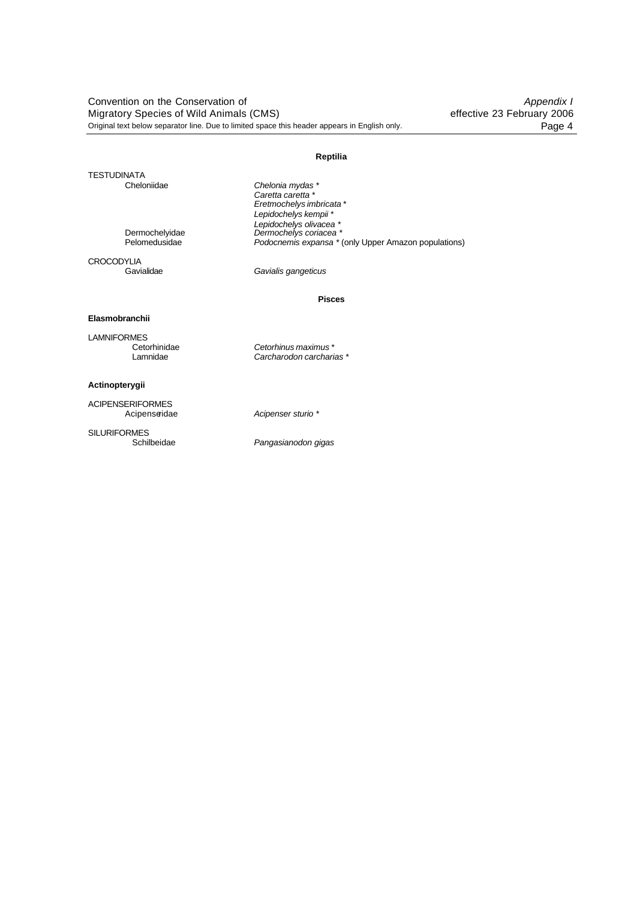## Reptilia

TESTUDINATA

| | |
|---|---|
| Cheloniidae | *Chelonia mydas* * |
| | *Caretta caretta* * |
| | *Eretmochelys imbricata* * |
| | *Lepidochelys kempii* * |
| | *Lepidochelys olivacea* * |
| Dermochelyidae | *Dermochelys coriacea* * |
| Pelomedusidae | *Podocnemis expansa* * (only Upper Amazon populations) |

CROCODYLIA

| | |
|---|---|
| Gavialidae | *Gavialis gangeticus* |

## Pisces

### Elasmobranchii

LAMNIFORMES

| | |
|---|---|
| Cetorhinidae | *Cetorhinus maximus* * |
| Lamnidae | *Carcharodon carcharias* * |

### Actinopterygii

ACIPENSERIFORMES

| | |
|---|---|
| Acipenseridae | *Acipenser sturio* * |

SILURIFORMES

| | |
|---|---|
| Schilbeidae | *Pangasianodon gigas* |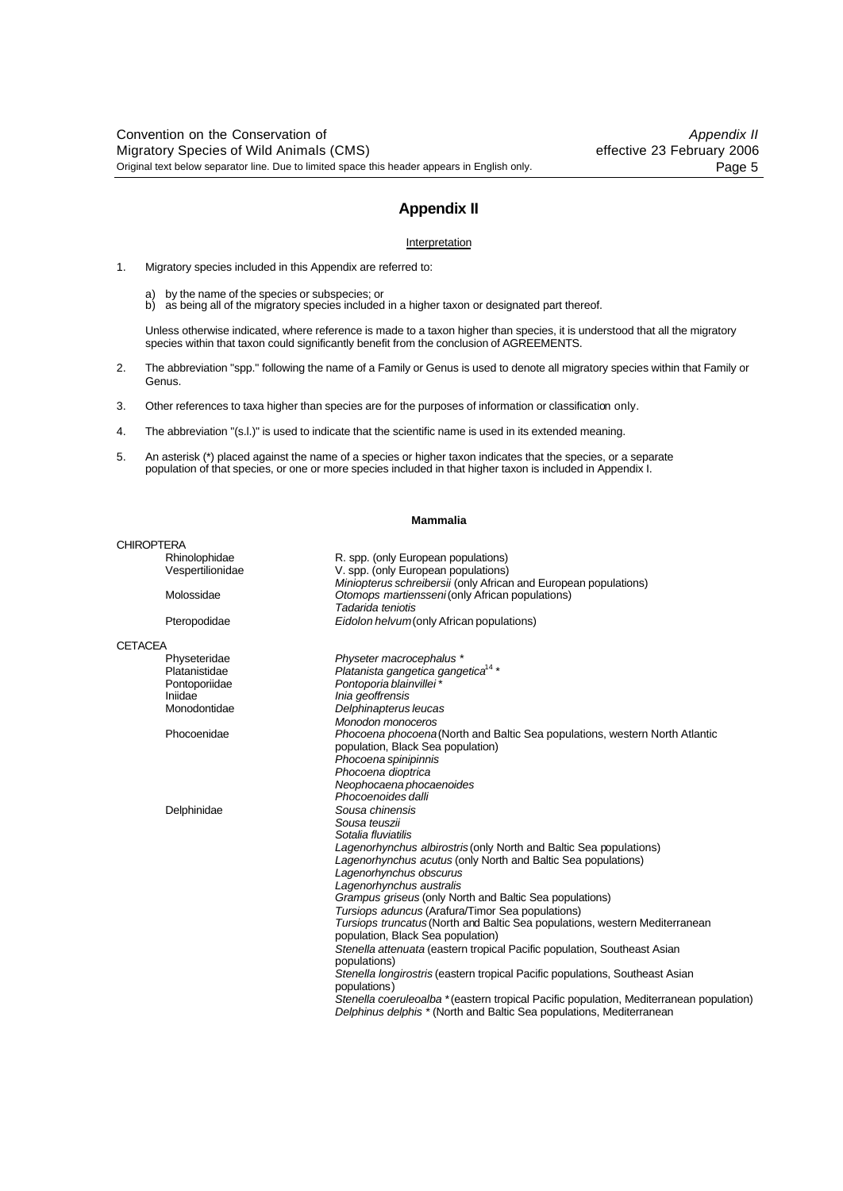## Appendix II

Interpretation

1. Migratory species included in this Appendix are referred to:

   a) by the name of the species or subspecies; or
   b) as being all of the migratory species included in a higher taxon or designated part thereof.

   Unless otherwise indicated, where reference is made to a taxon higher than species, it is understood that all the migratory species within that taxon could significantly benefit from the conclusion of AGREEMENTS.

2. The abbreviation "spp." following the name of a Family or Genus is used to denote all migratory species within that Family or Genus.

3. Other references to taxa higher than species are for the purposes of information or classification only.

4. The abbreviation "(s.l.)" is used to indicate that the scientific name is used in its extended meaning.

5. An asterisk (*) placed against the name of a species or higher taxon indicates that the species, or a separate population of that species, or one or more species included in that higher taxon is included in Appendix I.

**Mammalia**

| | |
|---|---|
| CHIROPTERA | |
| Rhinolophidae | R. spp. (only European populations) |
| Vespertilionidae | V. spp. (only European populations) |
| | *Miniopterus schreibersii* (only African and European populations) |
| Molossidae | *Otomops martiensseni* (only African populations) |
| | *Tadarida teniotis* |
| Pteropodidae | *Eidolon helvum* (only African populations) |
| CETACEA | |
| Physeteridae | *Physeter macrocephalus* * |
| Platanistidae | *Platanista gangetica gangetica*[14] * |
| Pontoporiidae | *Pontoporia blainvillei* * |
| Iniidae | *Inia geoffrensis* |
| Monodontidae | *Delphinapterus leucas* |
| | *Monodon monoceros* |
| Phocoenidae | *Phocoena phocoena* (North and Baltic Sea populations, western North Atlantic population, Black Sea population) |
| | *Phocoena spinipinnis* |
| | *Phocoena dioptrica* |
| | *Neophocaena phocaenoides* |
| | *Phocoenoides dalli* |
| Delphinidae | *Sousa chinensis* |
| | *Sousa teuszii* |
| | *Sotalia fluviatilis* |
| | *Lagenorhynchus albirostris* (only North and Baltic Sea populations) |
| | *Lagenorhynchus acutus* (only North and Baltic Sea populations) |
| | *Lagenorhynchus obscurus* |
| | *Lagenorhynchus australis* |
| | *Grampus griseus* (only North and Baltic Sea populations) |
| | *Tursiops aduncus* (Arafura/Timor Sea populations) |
| | *Tursiops truncatus* (North and Baltic Sea populations, western Mediterranean population, Black Sea population) |
| | *Stenella attenuata* (eastern tropical Pacific population, Southeast Asian populations) |
| | *Stenella longirostris* (eastern tropical Pacific populations, Southeast Asian populations) |
| | *Stenella coeruleoalba* * (eastern tropical Pacific population, Mediterranean population) |
| | *Delphinus delphis* * (North and Baltic Sea populations, Mediterranean |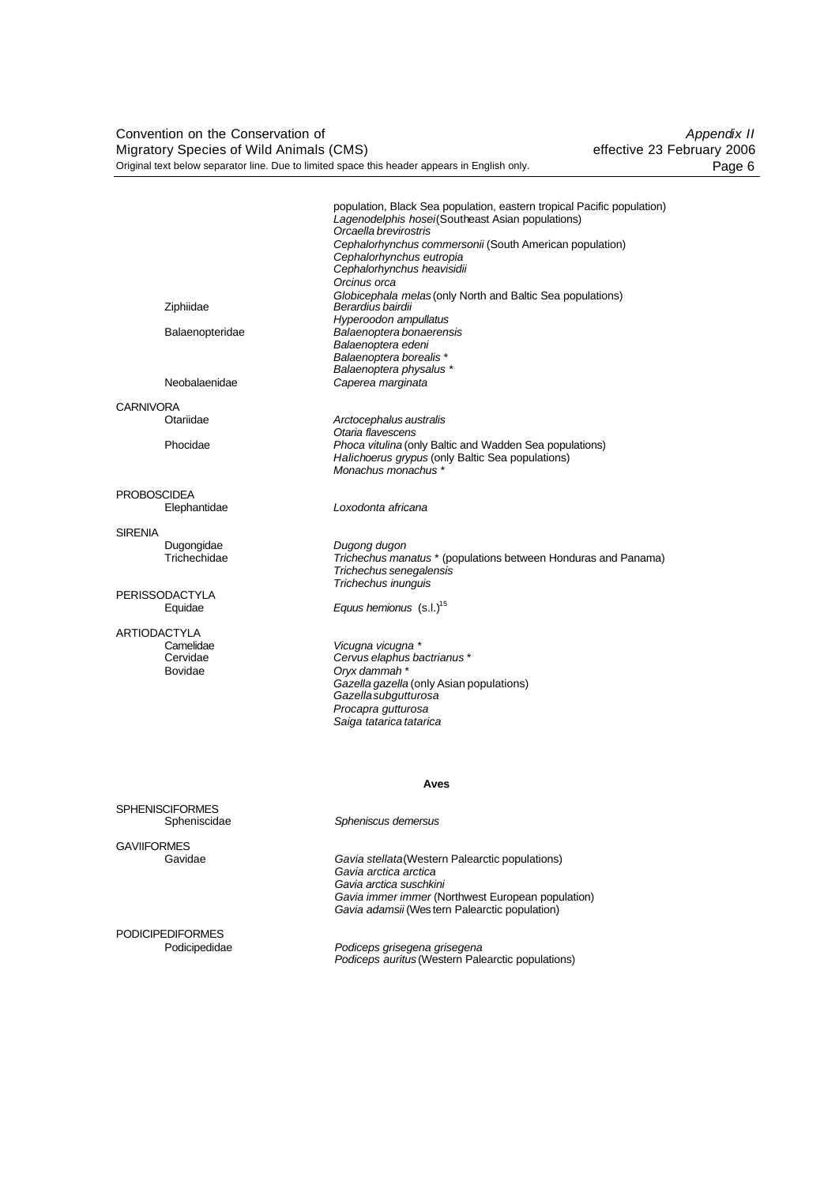| | |
|---|---|
| | population, Black Sea population, eastern tropical Pacific population) |
| | *Lagenodelphis hosei* (Southeast Asian populations) |
| | *Orcaella brevirostris* |
| | *Cephalorhynchus commersonii* (South American population) |
| | *Cephalorhynchus eutropia* |
| | *Cephalorhynchus heavisidii* |
| | *Orcinus orca* |
| | *Globicephala melas* (only North and Baltic Sea populations) |
| Ziphiidae | *Berardius bairdii* |
| | *Hyperoodon ampullatus* |
| Balaenopteridae | *Balaenoptera bonaerensis* |
| | *Balaenoptera edeni* |
| | *Balaenoptera borealis* * |
| | *Balaenoptera physalus* * |
| Neobalaenidae | *Caperea marginata* |
| CARNIVORA | |
| Otariidae | *Arctocephalus australis* |
| | *Otaria flavescens* |
| Phocidae | *Phoca vitulina* (only Baltic and Wadden Sea populations) |
| | *Halichoerus grypus* (only Baltic Sea populations) |
| | *Monachus monachus* * |
| PROBOSCIDEA | |
| Elephantidae | *Loxodonta africana* |
| SIRENIA | |
| Dugongidae | *Dugong dugon* |
| Trichechidae | *Trichechus manatus* * (populations between Honduras and Panama) |
| | *Trichechus senegalensis* |
| | *Trichechus inunguis* |
| PERISSODACTYLA | |
| Equidae | *Equus hemionus* (s.l.)[15] |
| ARTIODACTYLA | |
| Camelidae | *Vicugna vicugna* * |
| Cervidae | *Cervus elaphus bactrianus* * |
| Bovidae | *Oryx dammah* * |
| | *Gazella gazella* (only Asian populations) |
| | *Gazella subgutturosa* |
| | *Procapra gutturosa* |
| | *Saiga tatarica tatarica* |

**Aves**

| | |
|---|---|
| SPHENISCIFORMES | |
| Spheniscidae | *Spheniscus demersus* |
| GAVIIFORMES | |
| Gavidae | *Gavia stellata* (Western Palearctic populations) |
| | *Gavia arctica arctica* |
| | *Gavia arctica suschkini* |
| | *Gavia immer immer* (Northwest European population) |
| | *Gavia adamsii* (Western Palearctic population) |
| PODICIPEDIFORMES | |
| Podicipedidae | *Podiceps grisegena grisegena* |
| | *Podiceps auritus* (Western Palearctic populations) |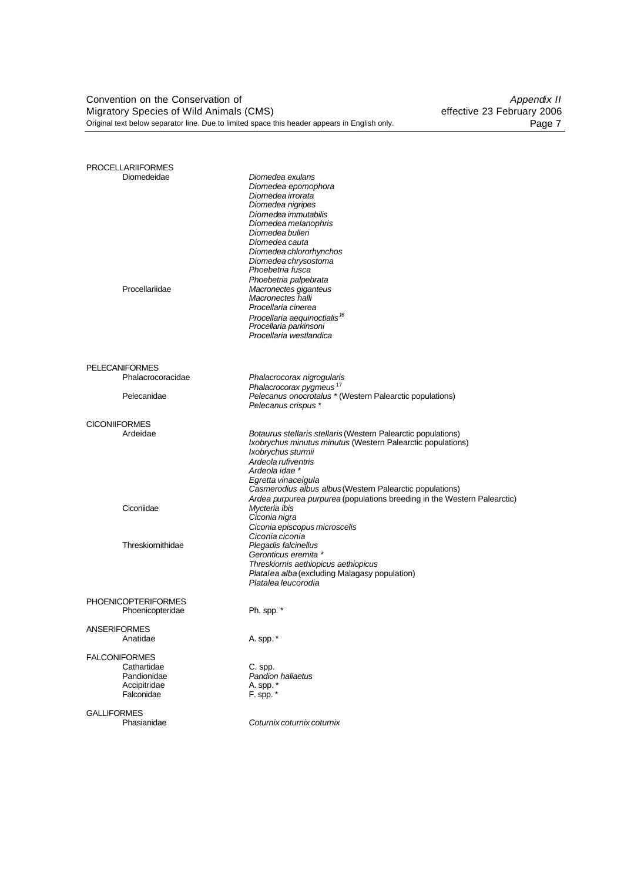| | | |
|---|---|---|
| PROCELLARIIFORMES | | |
| | Diomedeidae | *Diomedea exulans* |
| | | *Diomedea epomophora* |
| | | *Diomedea irrorata* |
| | | *Diomedea nigripes* |
| | | *Diomedea immutabilis* |
| | | *Diomedea melanophris* |
| | | *Diomedea bulleri* |
| | | *Diomedea cauta* |
| | | *Diomedea chlororhynchos* |
| | | *Diomedea chrysostoma* |
| | | *Phoebetria fusca* |
| | | *Phoebetria palpebrata* |
| | Procellariidae | *Macronectes giganteus* |
| | | *Macronectes halli* |
| | | *Procellaria cinerea* |
| | | *Procellaria aequinoctialis*[16] |
| | | *Procellaria parkinsoni* |
| | | *Procellaria westlandica* |
| PELECANIFORMES | | |
| | Phalacrocoracidae | *Phalacrocorax nigrogularis* |
| | | *Phalacrocorax pygmeus*[17] |
| | Pelecanidae | *Pelecanus onocrotalus* * (Western Palearctic populations) |
| | | *Pelecanus crispus* * |
| CICONIIFORMES | | |
| | Ardeidae | *Botaurus stellaris stellaris* (Western Palearctic populations) |
| | | *Ixobrychus minutus minutus* (Western Palearctic populations) |
| | | *Ixobrychus sturmii* |
| | | *Ardeola rufiventris* |
| | | *Ardeola idae* * |
| | | *Egretta vinaceigula* |
| | | *Casmerodius albus albus* (Western Palearctic populations) |
| | | *Ardea purpurea purpurea* (populations breeding in the Western Palearctic) |
| | Ciconiidae | *Mycteria ibis* |
| | | *Ciconia nigra* |
| | | *Ciconia episcopus microscelis* |
| | | *Ciconia ciconia* |
| | Threskiornithidae | *Plegadis falcinellus* |
| | | *Geronticus eremita* * |
| | | *Threskiornis aethiopicus aethiopicus* |
| | | *Platalea alba* (excluding Malagasy population) |
| | | *Platalea leucorodia* |
| PHOENICOPTERIFORMES | | |
| | Phoenicopteridae | Ph. spp. * |
| ANSERIFORMES | | |
| | Anatidae | A. spp. * |
| FALCONIFORMES | | |
| | Cathartidae | C. spp. |
| | Pandionidae | *Pandion haliaetus* |
| | Accipitridae | A. spp. * |
| | Falconidae | F. spp. * |
| GALLIFORMES | | |
| | Phasianidae | *Coturnix coturnix coturnix* |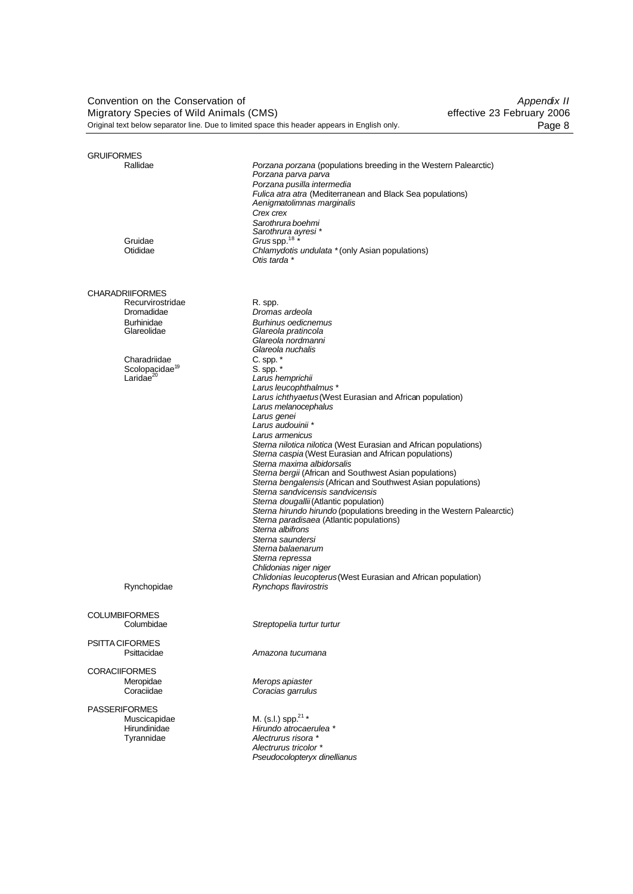**GRUIFORMES**

| Family | Species |
|---|---|
| Rallidae | *Porzana porzana* (populations breeding in the Western Palearctic) |
| | *Porzana parva parva* |
| | *Porzana pusilla intermedia* |
| | *Fulica atra atra* (Mediterranean and Black Sea populations) |
| | *Aenigmatolimnas marginalis* |
| | *Crex crex* |
| | *Sarothrura boehmi* |
| | *Sarothrura ayresi* * |
| Gruidae | *Grus* spp.[18] * |
| Otididae | *Chlamydotis undulata* * (only Asian populations) |
| | *Otis tarda* * |

**CHARADRIIFORMES**

| Family | Species |
|---|---|
| Recurvirostridae | R. spp. |
| Dromadidae | *Dromas ardeola* |
| Burhinidae | *Burhinus oedicnemus* |
| Glareolidae | *Glareola pratincola* |
| | *Glareola nordmanni* |
| | *Glareola nuchalis* |
| Charadriidae | C. spp. * |
| Scolopacidae[19] | S. spp. * |
| Laridae[20] | *Larus hemprichii* |
| | *Larus leucophthalmus* * |
| | *Larus ichthyaetus* (West Eurasian and African population) |
| | *Larus melanocephalus* |
| | *Larus genei* |
| | *Larus audouinii* * |
| | *Larus armenicus* |
| | *Sterna nilotica nilotica* (West Eurasian and African populations) |
| | *Sterna caspia* (West Eurasian and African populations) |
| | *Sterna maxima albidorsalis* |
| | *Sterna bergii* (African and Southwest Asian populations) |
| | *Sterna bengalensis* (African and Southwest Asian populations) |
| | *Sterna sandvicensis sandvicensis* |
| | *Sterna dougallii* (Atlantic population) |
| | *Sterna hirundo hirundo* (populations breeding in the Western Palearctic) |
| | *Sterna paradisaea* (Atlantic populations) |
| | *Sterna albifrons* |
| | *Sterna saundersi* |
| | *Sterna balaenarum* |
| | *Sterna repressa* |
| | *Chlidonias niger niger* |
| | *Chlidonias leucopterus* (West Eurasian and African population) |
| Rynchopidae | *Rynchops flavirostris* |

**COLUMBIFORMES**

| Family | Species |
|---|---|
| Columbidae | *Streptopelia turtur turtur* |

**PSITTACIFORMES**

| Family | Species |
|---|---|
| Psittacidae | *Amazona tucumana* |

**CORACIIFORMES**

| Family | Species |
|---|---|
| Meropidae | *Merops apiaster* |
| Coraciidae | *Coracias garrulus* |

**PASSERIFORMES**

| Family | Species |
|---|---|
| Muscicapidae | M. (s.l.) spp.[21] * |
| Hirundinidae | *Hirundo atrocaerulea* * |
| Tyrannidae | *Alectrurus risora* * |
| | *Alectrurus tricolor* * |
| | *Pseudocolopteryx dinellianus* |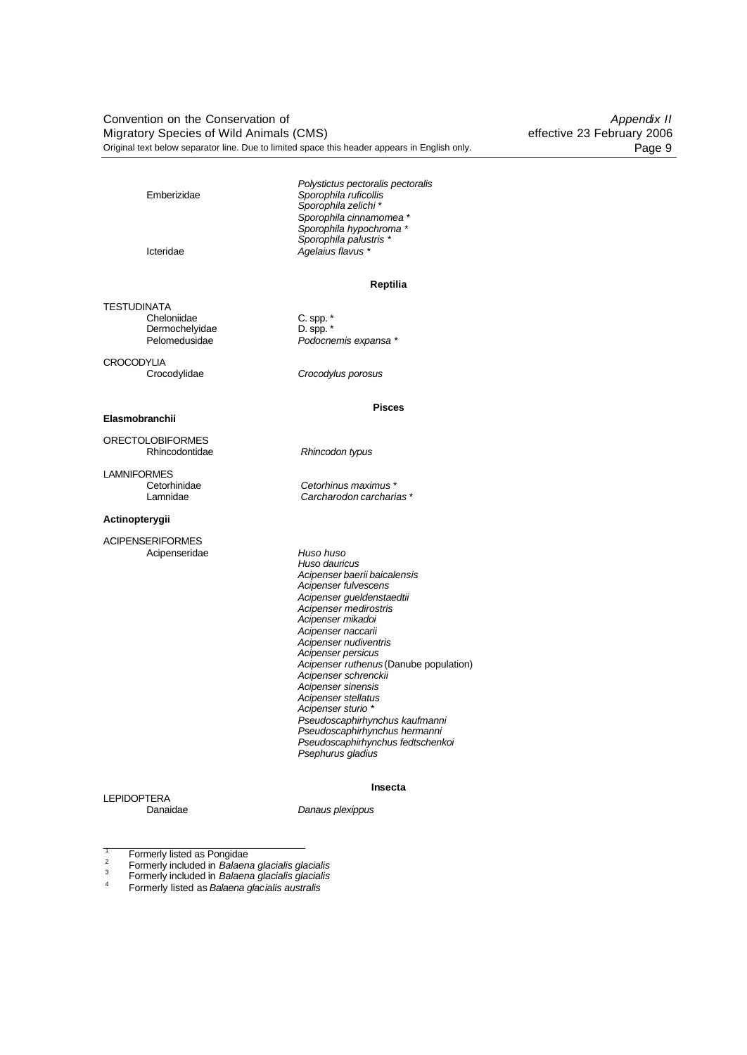| | |
|---|---|
| | *Polystictus pectoralis pectoralis* |
| Emberizidae | *Sporophila ruficollis* |
| | *Sporophila zelichi* * |
| | *Sporophila cinnamomea* * |
| | *Sporophila hypochroma* * |
| | *Sporophila palustris* * |
| Icteridae | *Agelaius flavus* * |

### Reptilia

| | |
|---|---|
| TESTUDINATA | |
| Cheloniidae | C. spp. * |
| Dermochelyidae | D. spp. * |
| Pelomedusidae | *Podocnemis expansa* * |
| CROCODYLIA | |
| Crocodylidae | *Crocodylus porosus* |

### Pisces

**Elasmobranchii**

| | |
|---|---|
| ORECTOLOBIFORMES | |
| Rhincodontidae | *Rhincodon typus* |
| LAMNIFORMES | |
| Cetorhinidae | *Cetorhinus maximus* * |
| Lamnidae | *Carcharodon carcharias* * |

**Actinopterygii**

| | |
|---|---|
| ACIPENSERIFORMES | |
| Acipenseridae | *Huso huso* |
| | *Huso dauricus* |
| | *Acipenser baerii baicalensis* |
| | *Acipenser fulvescens* |
| | *Acipenser gueldenstaedtii* |
| | *Acipenser medirostris* |
| | *Acipenser mikadoi* |
| | *Acipenser naccarii* |
| | *Acipenser nudiventris* |
| | *Acipenser persicus* |
| | *Acipenser ruthenus* (Danube population) |
| | *Acipenser schrenckii* |
| | *Acipenser sinensis* |
| | *Acipenser stellatus* |
| | *Acipenser sturio* * |
| | *Pseudoscaphirhynchus kaufmanni* |
| | *Pseudoscaphirhynchus hermanni* |
| | *Pseudoscaphirhynchus fedtschenkoi* |
| | *Psephurus gladius* |

### Insecta

| | |
|---|---|
| LEPIDOPTERA | |
| Danaidae | *Danaus plexippus* |

---

[1] Formerly listed as Pongidae

[2] Formerly included in *Balaena glacialis glacialis*

[3] Formerly included in *Balaena glacialis glacialis*

[4] Formerly listed as *Balaena glacialis australis*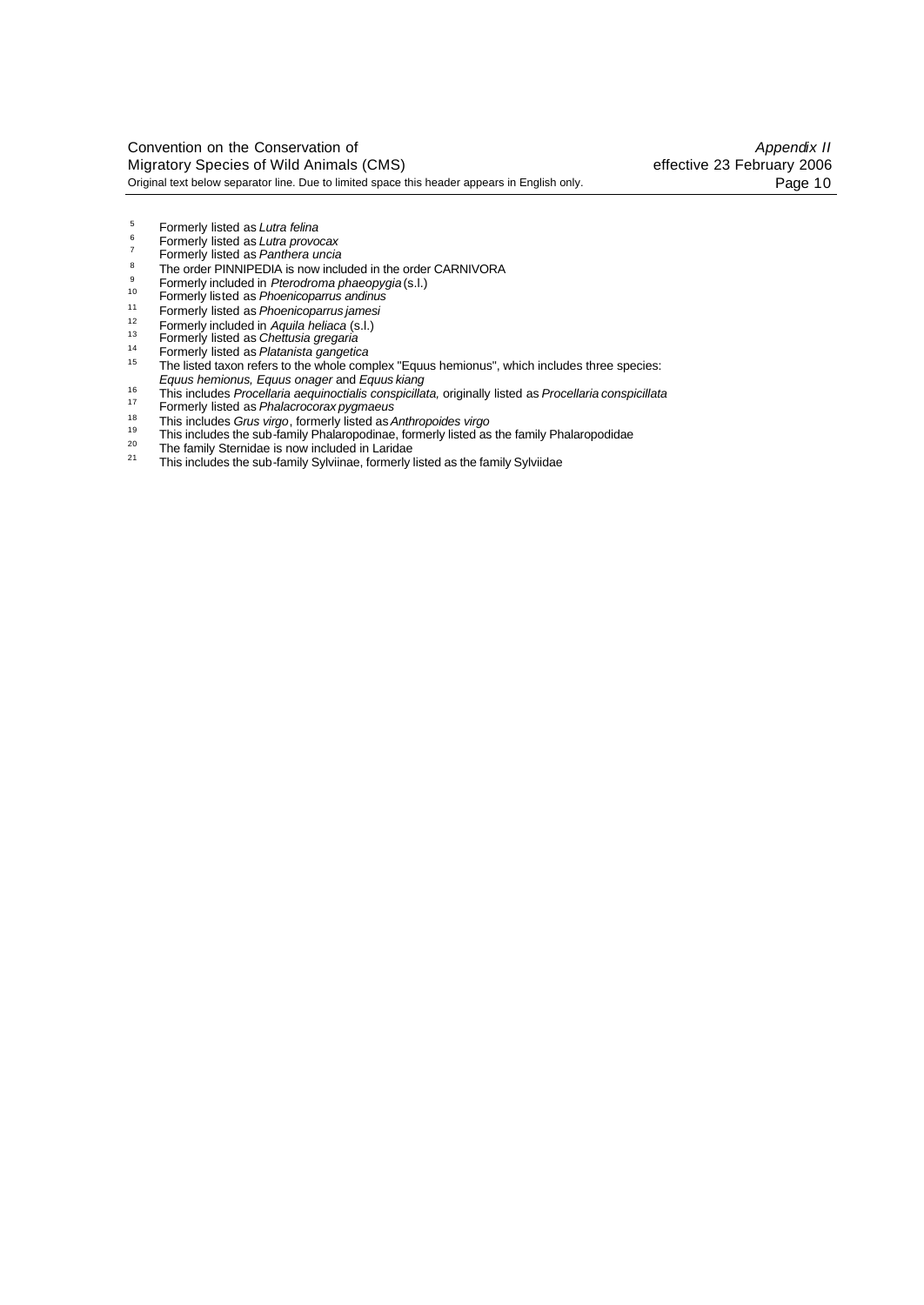[5] Formerly listed as *Lutra felina*
[6] Formerly listed as *Lutra provocax*
[7] Formerly listed as *Panthera uncia*
[8] The order PINNIPEDIA is now included in the order CARNIVORA
[9] Formerly included in *Pterodroma phaeopygia* (s.l.)
[10] Formerly listed as *Phoenicoparrus andinus*
[11] Formerly listed as *Phoenicoparrus jamesi*
[12] Formerly included in *Aquila heliaca* (s.l.)
[13] Formerly listed as *Chettusia gregaria*
[14] Formerly listed as *Platanista gangetica*
[15] The listed taxon refers to the whole complex "Equus hemionus", which includes three species: *Equus hemionus, Equus onager* and *Equus kiang*
[16] This includes *Procellaria aequinoctialis conspicillata,* originally listed as *Procellaria conspicillata*
[17] Formerly listed as *Phalacrocorax pygmaeus*
[18] This includes *Grus virgo*, formerly listed as *Anthropoides virgo*
[19] This includes the sub-family Phalaropodinae, formerly listed as the family Phalaropodidae
[20] The family Sternidae is now included in Laridae
[21] This includes the sub-family Sylviinae, formerly listed as the family Sylviidae